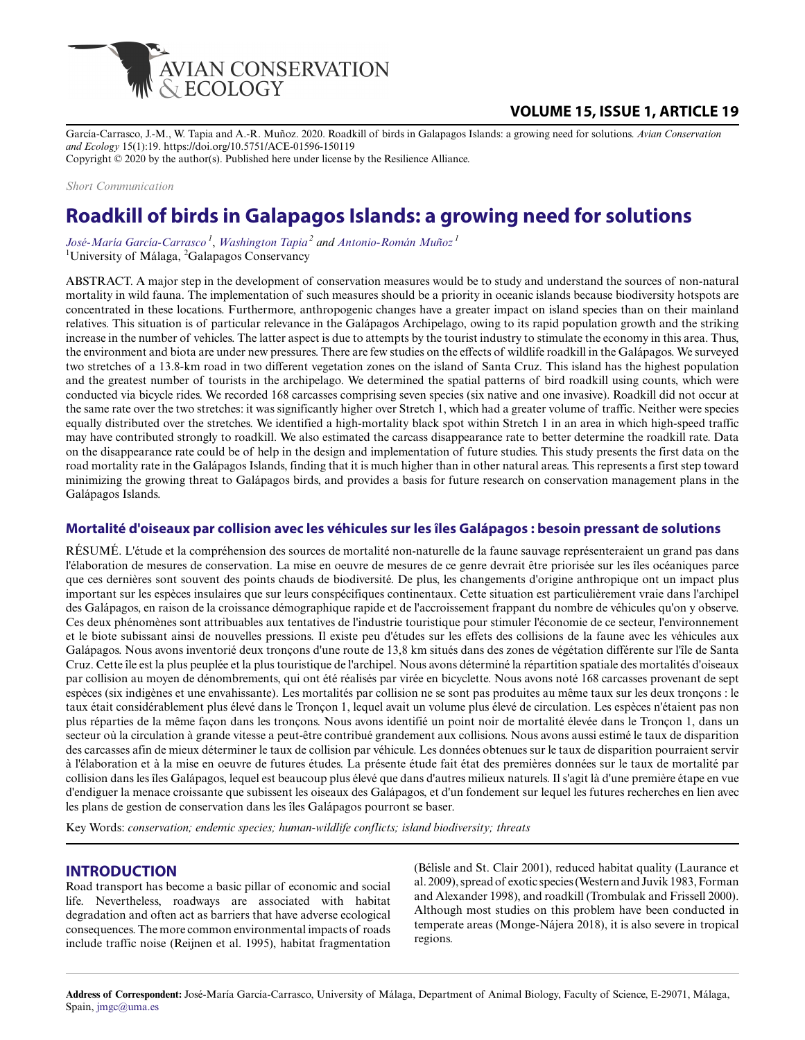García-Carrasco, J.-M., W. Tapia and A.-R. Muñoz. 2020. Roadkill of birds in Galapagos Islands: a growing need for solutions. *Avian Conservation and Ecology* 15(1):19. https://doi.org/10.5751/ACE-01596-150119
Copyright © 2020 by the author(s). Published here under license by the Resilience Alliance.

*Short Communication*

# Roadkill of birds in Galapagos Islands: a growing need for solutions

*José-María García-Carrasco* [1], *Washington Tapia* [2] and *Antonio-Román Muñoz* [1]
[1]University of Málaga, [2]Galapagos Conservancy

ABSTRACT. A major step in the development of conservation measures would be to study and understand the sources of non-natural mortality in wild fauna. The implementation of such measures should be a priority in oceanic islands because biodiversity hotspots are concentrated in these locations. Furthermore, anthropogenic changes have a greater impact on island species than on their mainland relatives. This situation is of particular relevance in the Galápagos Archipelago, owing to its rapid population growth and the striking increase in the number of vehicles. The latter aspect is due to attempts by the tourist industry to stimulate the economy in this area. Thus, the environment and biota are under new pressures. There are few studies on the effects of wildlife roadkill in the Galápagos. We surveyed two stretches of a 13.8-km road in two different vegetation zones on the island of Santa Cruz. This island has the highest population and the greatest number of tourists in the archipelago. We determined the spatial patterns of bird roadkill using counts, which were conducted via bicycle rides. We recorded 168 carcasses comprising seven species (six native and one invasive). Roadkill did not occur at the same rate over the two stretches: it was significantly higher over Stretch 1, which had a greater volume of traffic. Neither were species equally distributed over the stretches. We identified a high-mortality black spot within Stretch 1 in an area in which high-speed traffic may have contributed strongly to roadkill. We also estimated the carcass disappearance rate to better determine the roadkill rate. Data on the disappearance rate could be of help in the design and implementation of future studies. This study presents the first data on the road mortality rate in the Galápagos Islands, finding that it is much higher than in other natural areas. This represents a first step toward minimizing the growing threat to Galápagos birds, and provides a basis for future research on conservation management plans in the Galápagos Islands.

## Mortalité d'oiseaux par collision avec les véhicules sur les îles Galápagos : besoin pressant de solutions

RÉSUMÉ. L'étude et la compréhension des sources de mortalité non-naturelle de la faune sauvage représenteraient un grand pas dans l'élaboration de mesures de conservation. La mise en oeuvre de mesures de ce genre devrait être priorisée sur les îles océaniques parce que ces dernières sont souvent des points chauds de biodiversité. De plus, les changements d'origine anthropique ont un impact plus important sur les espèces insulaires que sur leurs conspécifiques continentaux. Cette situation est particulièrement vraie dans l'archipel des Galápagos, en raison de la croissance démographique rapide et de l'accroissement frappant du nombre de véhicules qu'on y observe. Ces deux phénomènes sont attribuables aux tentatives de l'industrie touristique pour stimuler l'économie de ce secteur, l'environnement et le biote subissant ainsi de nouvelles pressions. Il existe peu d'études sur les effets des collisions de la faune avec les véhicules aux Galápagos. Nous avons inventorié deux tronçons d'une route de 13,8 km situés dans des zones de végétation différente sur l'île de Santa Cruz. Cette île est la plus peuplée et la plus touristique de l'archipel. Nous avons déterminé la répartition spatiale des mortalités d'oiseaux par collision au moyen de dénombrements, qui ont été réalisés par virée en bicyclette. Nous avons noté 168 carcasses provenant de sept espèces (six indigènes et une envahissante). Les mortalités par collision ne se sont pas produites au même taux sur les deux tronçons : le taux était considérablement plus élevé dans le Tronçon 1, lequel avait un volume plus élevé de circulation. Les espèces n'étaient pas non plus réparties de la même façon dans les tronçons. Nous avons identifié un point noir de mortalité élevée dans le Tronçon 1, dans un secteur où la circulation à grande vitesse a peut-être contribué grandement aux collisions. Nous avons aussi estimé le taux de disparition des carcasses afin de mieux déterminer le taux de collision par véhicule. Les données obtenues sur le taux de disparition pourraient servir à l'élaboration et à la mise en oeuvre de futures études. La présente étude fait état des premières données sur le taux de mortalité par collision dans les îles Galápagos, lequel est beaucoup plus élevé que dans d'autres milieux naturels. Il s'agit là d'une première étape en vue d'endiguer la menace croissante que subissent les oiseaux des Galápagos, et d'un fondement sur lequel les futures recherches en lien avec les plans de gestion de conservation dans les îles Galápagos pourront se baser.

Key Words: *conservation; endemic species; human-wildlife conflicts; island biodiversity; threats*

## INTRODUCTION

Road transport has become a basic pillar of economic and social life. Nevertheless, roadways are associated with habitat degradation and often act as barriers that have adverse ecological consequences. The more common environmental impacts of roads include traffic noise (Reijnen et al. 1995), habitat fragmentation (Bélisle and St. Clair 2001), reduced habitat quality (Laurance et al. 2009), spread of exotic species (Western and Juvik 1983, Forman and Alexander 1998), and roadkill (Trombulak and Frissell 2000). Although most studies on this problem have been conducted in temperate areas (Monge-Nájera 2018), it is also severe in tropical regions.

**Address of Correspondent:** José-María García-Carrasco, University of Málaga, Department of Animal Biology, Faculty of Science, E-29071, Málaga, Spain, jmgc@uma.es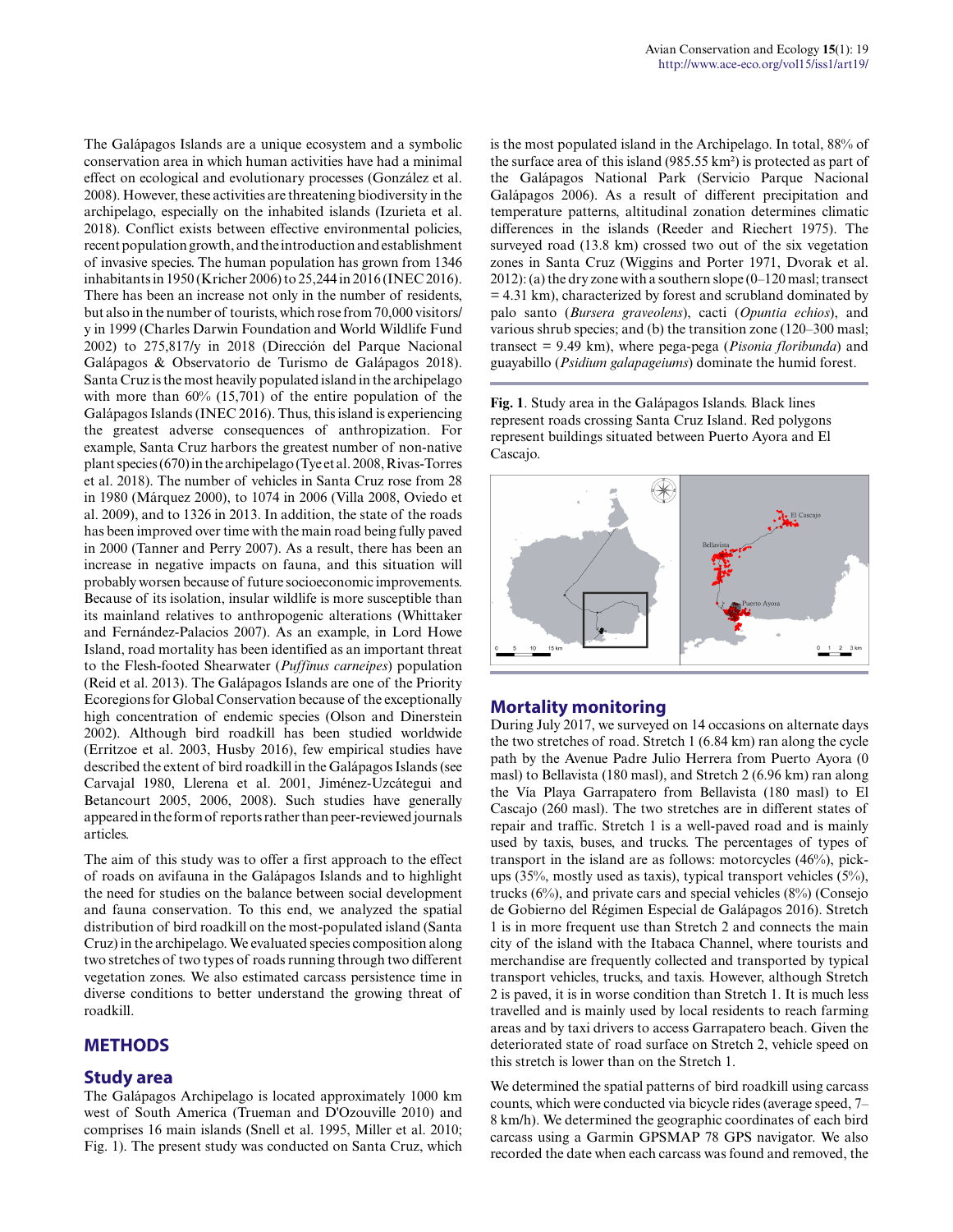The Galápagos Islands are a unique ecosystem and a symbolic conservation area in which human activities have had a minimal effect on ecological and evolutionary processes (González et al. 2008). However, these activities are threatening biodiversity in the archipelago, especially on the inhabited islands (Izurieta et al. 2018). Conflict exists between effective environmental policies, recent population growth, and the introduction and establishment of invasive species. The human population has grown from 1346 inhabitants in 1950 (Kricher 2006) to 25,244 in 2016 (INEC 2016). There has been an increase not only in the number of residents, but also in the number of tourists, which rose from 70,000 visitors/y in 1999 (Charles Darwin Foundation and World Wildlife Fund 2002) to 275,817/y in 2018 (Dirección del Parque Nacional Galápagos & Observatorio de Turismo de Galápagos 2018). Santa Cruz is the most heavily populated island in the archipelago with more than 60% (15,701) of the entire population of the Galápagos Islands (INEC 2016). Thus, this island is experiencing the greatest adverse consequences of anthropization. For example, Santa Cruz harbors the greatest number of non-native plant species (670) in the archipelago (Tye et al. 2008, Rivas-Torres et al. 2018). The number of vehicles in Santa Cruz rose from 28 in 1980 (Márquez 2000), to 1074 in 2006 (Villa 2008, Oviedo et al. 2009), and to 1326 in 2013. In addition, the state of the roads has been improved over time with the main road being fully paved in 2000 (Tanner and Perry 2007). As a result, there has been an increase in negative impacts on fauna, and this situation will probably worsen because of future socioeconomic improvements. Because of its isolation, insular wildlife is more susceptible than its mainland relatives to anthropogenic alterations (Whittaker and Fernández-Palacios 2007). As an example, in Lord Howe Island, road mortality has been identified as an important threat to the Flesh-footed Shearwater (*Puffinus carneipes*) population (Reid et al. 2013). The Galápagos Islands are one of the Priority Ecoregions for Global Conservation because of the exceptionally high concentration of endemic species (Olson and Dinerstein 2002). Although bird roadkill has been studied worldwide (Erritzoe et al. 2003, Husby 2016), few empirical studies have described the extent of bird roadkill in the Galápagos Islands (see Carvajal 1980, Llerena et al. 2001, Jiménez-Uzcátegui and Betancourt 2005, 2006, 2008). Such studies have generally appeared in the form of reports rather than peer-reviewed journals articles.

The aim of this study was to offer a first approach to the effect of roads on avifauna in the Galápagos Islands and to highlight the need for studies on the balance between social development and fauna conservation. To this end, we analyzed the spatial distribution of bird roadkill on the most-populated island (Santa Cruz) in the archipelago. We evaluated species composition along two stretches of two types of roads running through two different vegetation zones. We also estimated carcass persistence time in diverse conditions to better understand the growing threat of roadkill.

# METHODS

## Study area

The Galápagos Archipelago is located approximately 1000 km west of South America (Trueman and D'Ozouville 2010) and comprises 16 main islands (Snell et al. 1995, Miller et al. 2010; Fig. 1). The present study was conducted on Santa Cruz, which is the most populated island in the Archipelago. In total, 88% of the surface area of this island (985.55 km²) is protected as part of the Galápagos National Park (Servicio Parque Nacional Galápagos 2006). As a result of different precipitation and temperature patterns, altitudinal zonation determines climatic differences in the islands (Reeder and Riechert 1975). The surveyed road (13.8 km) crossed two out of the six vegetation zones in Santa Cruz (Wiggins and Porter 1971, Dvorak et al. 2012): (a) the dry zone with a southern slope (0–120 masl; transect = 4.31 km), characterized by forest and scrubland dominated by palo santo (*Bursera graveolens*), cacti (*Opuntia echios*), and various shrub species; and (b) the transition zone (120–300 masl; transect = 9.49 km), where pega-pega (*Pisonia floribunda*) and guayabillo (*Psidium galapageiums*) dominate the humid forest.

**Fig. 1**. Study area in the Galápagos Islands. Black lines represent roads crossing Santa Cruz Island. Red polygons represent buildings situated between Puerto Ayora and El Cascajo.

## Mortality monitoring

During July 2017, we surveyed on 14 occasions on alternate days the two stretches of road. Stretch 1 (6.84 km) ran along the cycle path by the Avenue Padre Julio Herrera from Puerto Ayora (0 masl) to Bellavista (180 masl), and Stretch 2 (6.96 km) ran along the Vía Playa Garrapatero from Bellavista (180 masl) to El Cascajo (260 masl). The two stretches are in different states of repair and traffic. Stretch 1 is a well-paved road and is mainly used by taxis, buses, and trucks. The percentages of types of transport in the island are as follows: motorcycles (46%), pick-ups (35%, mostly used as taxis), typical transport vehicles (5%), trucks (6%), and private cars and special vehicles (8%) (Consejo de Gobierno del Régimen Especial de Galápagos 2016). Stretch 1 is in more frequent use than Stretch 2 and connects the main city of the island with the Itabaca Channel, where tourists and merchandise are frequently collected and transported by typical transport vehicles, trucks, and taxis. However, although Stretch 2 is paved, it is in worse condition than Stretch 1. It is much less travelled and is mainly used by local residents to reach farming areas and by taxi drivers to access Garrapatero beach. Given the deteriorated state of road surface on Stretch 2, vehicle speed on this stretch is lower than on the Stretch 1.

We determined the spatial patterns of bird roadkill using carcass counts, which were conducted via bicycle rides (average speed, 7–8 km/h). We determined the geographic coordinates of each bird carcass using a Garmin GPSMAP 78 GPS navigator. We also recorded the date when each carcass was found and removed, the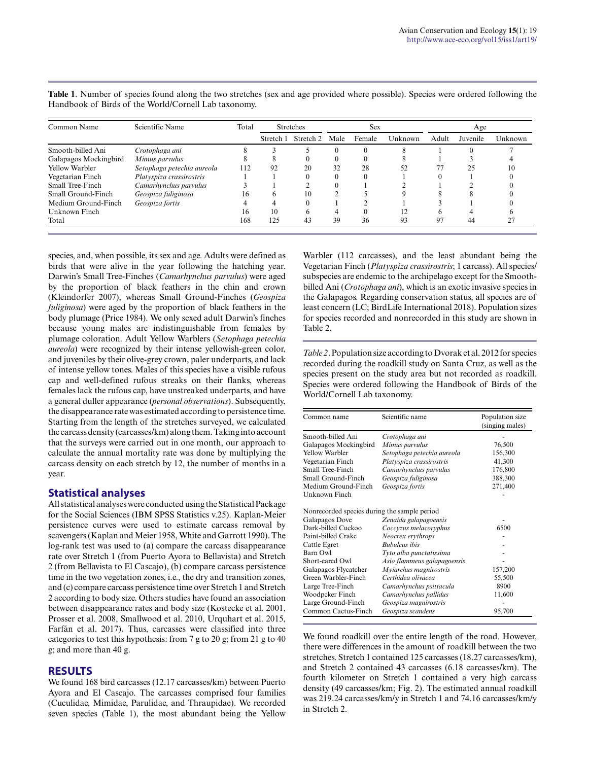**Table 1**. Number of species found along the two stretches (sex and age provided where possible). Species were ordered following the Handbook of Birds of the World/Cornell Lab taxonomy.

| Common Name | Scientific Name | Total | Stretches | | Sex | | | Age | | |
|---|---|---|---|---|---|---|---|---|---|---|
| | | | Stretch 1 | Stretch 2 | Male | Female | Unknown | Adult | Juvenile | Unknown |
| Smooth-billed Ani | *Crotophaga ani* | 8 | 3 | 5 | 0 | 0 | 8 | 1 | 0 | 7 |
| Galapagos Mockingbird | *Mimus parvulus* | 8 | 8 | 0 | 0 | 0 | 8 | 1 | 3 | 4 |
| Yellow Warbler | *Setophaga petechia aureola* | 112 | 92 | 20 | 32 | 28 | 52 | 77 | 25 | 10 |
| Vegetarian Finch | *Platyspiza crassirostris* | 1 | 1 | 0 | 0 | 0 | 1 | 0 | 1 | 0 |
| Small Tree-Finch | *Camarhynchus parvulus* | 3 | 1 | 2 | 0 | 1 | 2 | 1 | 2 | 0 |
| Small Ground-Finch | *Geospiza fuliginosa* | 16 | 6 | 10 | 2 | 5 | 9 | 8 | 8 | 0 |
| Medium Ground-Finch | *Geospiza fortis* | 4 | 4 | 0 | 1 | 2 | 1 | 3 | 1 | 0 |
| Unknown Finch | | 16 | 10 | 6 | 4 | 0 | 12 | 6 | 4 | 6 |
| Total | | 168 | 125 | 43 | 39 | 36 | 93 | 97 | 44 | 27 |

species, and, when possible, its sex and age. Adults were defined as birds that were alive in the year following the hatching year. Darwin's Small Tree-Finches (*Camarhynchus parvulus*) were aged by the proportion of black feathers in the chin and crown (Kleindorfer 2007), whereas Small Ground-Finches (*Geospiza fuliginosa*) were aged by the proportion of black feathers in the body plumage (Price 1984). We only sexed adult Darwin's finches because young males are indistinguishable from females by plumage coloration. Adult Yellow Warblers (*Setophaga petechia aureola*) were recognized by their intense yellowish-green color, and juveniles by their olive-grey crown, paler underparts, and lack of intense yellow tones. Males of this species have a visible rufous cap and well-defined rufous streaks on their flanks, whereas females lack the rufous cap, have unstreaked underparts, and have a general duller appearance (*personal observations*). Subsequently, the disappearance rate was estimated according to persistence time. Starting from the length of the stretches surveyed, we calculated the carcass density (carcasses/km) along them. Taking into account that the surveys were carried out in one month, our approach to calculate the annual mortality rate was done by multiplying the carcass density on each stretch by 12, the number of months in a year.

## Statistical analyses

All statistical analyses were conducted using the Statistical Package for the Social Sciences (IBM SPSS Statistics v.25). Kaplan-Meier persistence curves were used to estimate carcass removal by scavengers (Kaplan and Meier 1958, White and Garrott 1990). The log-rank test was used to (a) compare the carcass disappearance rate over Stretch 1 (from Puerto Ayora to Bellavista) and Stretch 2 (from Bellavista to El Cascajo), (b) compare carcass persistence time in the two vegetation zones, i.e., the dry and transition zones, and (c) compare carcass persistence time over Stretch 1 and Stretch 2 according to body size. Others studies have found an association between disappearance rates and body size (Kostecke et al. 2001, Prosser et al. 2008, Smallwood et al. 2010, Urquhart et al. 2015, Farfán et al. 2017). Thus, carcasses were classified into three categories to test this hypothesis: from 7 g to 20 g; from 21 g to 40 g; and more than 40 g.

# RESULTS

We found 168 bird carcasses (12.17 carcasses/km) between Puerto Ayora and El Cascajo. The carcasses comprised four families (Cuculidae, Mimidae, Parulidae, and Thraupidae). We recorded seven species (Table 1), the most abundant being the Yellow Warbler (112 carcasses), and the least abundant being the Vegetarian Finch (*Platyspiza crassirostris*; 1 carcass). All species/subspecies are endemic to the archipelago except for the Smooth-billed Ani (*Crotophaga ani*), which is an exotic invasive species in the Galapagos. Regarding conservation status, all species are of least concern (LC; BirdLife International 2018). Population sizes for species recorded and nonrecorded in this study are shown in Table 2.

*Table 2*. Population size according to Dvorak et al. 2012 for species recorded during the roadkill study on Santa Cruz, as well as the species present on the study area but not recorded as roadkill. Species were ordered following the Handbook of Birds of the World/Cornell Lab taxonomy.

| Common name | Scientific name | Population size (singing males) |
|---|---|---|
| Smooth-billed Ani | *Crotophaga ani* | - |
| Galapagos Mockingbird | *Mimus parvulus* | 76,500 |
| Yellow Warbler | *Setophaga petechia aureola* | 156,300 |
| Vegetarian Finch | *Platyspiza crassirostris* | 41,300 |
| Small Tree-Finch | *Camarhynchus parvulus* | 176,800 |
| Small Ground-Finch | *Geospiza fuliginosa* | 388,300 |
| Medium Ground-Finch | *Geospiza fortis* | 271,400 |
| Unknown Finch | | - |
| Nonrecorded species during the sample period | | |
| Galapagos Dove | *Zenaida galapagoensis* | - |
| Dark-billed Cuckoo | *Coccyzus melacoryphus* | 6500 |
| Paint-billed Crake | *Neocrex erythrops* | - |
| Cattle Egret | *Bubulcus ibis* | - |
| Barn Owl | *Tyto alba punctatissima* | - |
| Short-eared Owl | *Asio flammeus galapagoensis* | - |
| Galapagos Flycatcher | *Myiarchus magnirostris* | 157,200 |
| Green Warbler-Finch | *Certhidea olivacea* | 55,500 |
| Large Tree-Finch | *Camarhynchus psittacula* | 8900 |
| Woodpcker Finch | *Camarhynchus pallidus* | 11,600 |
| Large Ground-Finch | *Geospiza magnirostris* | - |
| Common Cactus-Finch | *Geospiza scandens* | 95,700 |

We found roadkill over the entire length of the road. However, there were differences in the amount of roadkill between the two stretches. Stretch 1 contained 125 carcasses (18.27 carcasses/km), and Stretch 2 contained 43 carcasses (6.18 carcasses/km). The fourth kilometer on Stretch 1 contained a very high carcass density (49 carcasses/km; Fig. 2). The estimated annual roadkill was 219.24 carcasses/km/y in Stretch 1 and 74.16 carcasses/km/y in Stretch 2.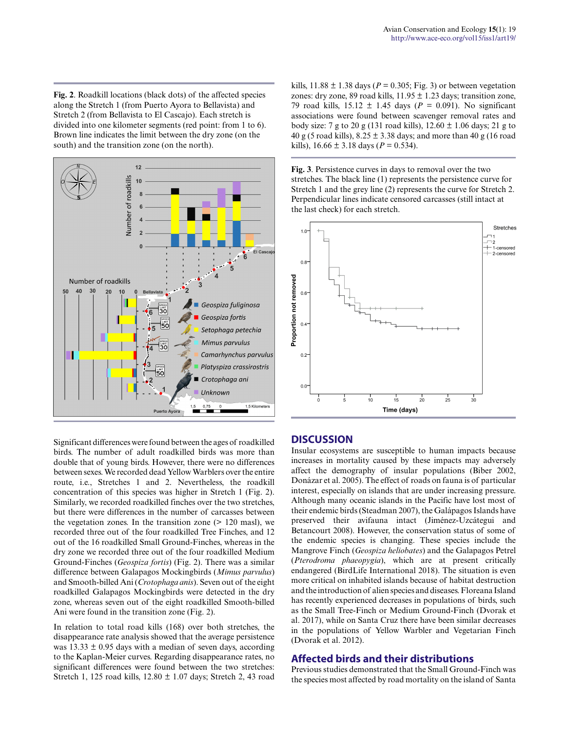**Fig. 2**. Roadkill locations (black dots) of the affected species along the Stretch 1 (from Puerto Ayora to Bellavista) and Stretch 2 (from Bellavista to El Cascajo). Each stretch is divided into one kilometer segments (red point: from 1 to 6). Brown line indicates the limit between the dry zone (on the south) and the transition zone (on the north).

Significant differences were found between the ages of roadkilled birds. The number of adult roadkilled birds was more than double that of young birds. However, there were no differences between sexes. We recorded dead Yellow Warblers over the entire route, i.e., Stretches 1 and 2. Nevertheless, the roadkill concentration of this species was higher in Stretch 1 (Fig. 2). Similarly, we recorded roadkilled finches over the two stretches, but there were differences in the number of carcasses between the vegetation zones. In the transition zone (> 120 masl), we recorded three out of the four roadkilled Tree Finches, and 12 out of the 16 roadkilled Small Ground-Finches, whereas in the dry zone we recorded three out of the four roadkilled Medium Ground-Finches (*Geospiza fortis*) (Fig. 2). There was a similar difference between Galapagos Mockingbirds (*Mimus parvulus*) and Smooth-billed Ani (*Crotophaga anis*). Seven out of the eight roadkilled Galapagos Mockingbirds were detected in the dry zone, whereas seven out of the eight roadkilled Smooth-billed Ani were found in the transition zone (Fig. 2).

In relation to total road kills (168) over both stretches, the disappearance rate analysis showed that the average persistence was 13.33 ± 0.95 days with a median of seven days, according to the Kaplan-Meier curves. Regarding disappearance rates, no significant differences were found between the two stretches: Stretch 1, 125 road kills, 12.80 ± 1.07 days; Stretch 2, 43 road kills, 11.88 ± 1.38 days ($P = 0.305$; Fig. 3) or between vegetation zones: dry zone, 89 road kills, 11.95 ± 1.23 days; transition zone, 79 road kills, 15.12 ± 1.45 days ($P = 0.091$). No significant associations were found between scavenger removal rates and body size: 7 g to 20 g (131 road kills), 12.60 ± 1.06 days; 21 g to 40 g (5 road kills), 8.25 ± 3.38 days; and more than 40 g (16 road kills), 16.66 ± 3.18 days ($P = 0.534$).

**Fig. 3**. Persistence curves in days to removal over the two stretches. The black line (1) represents the persistence curve for Stretch 1 and the grey line (2) represents the curve for Stretch 2. Perpendicular lines indicate censored carcasses (still intact at the last check) for each stretch.

## DISCUSSION

Insular ecosystems are susceptible to human impacts because increases in mortality caused by these impacts may adversely affect the demography of insular populations (Biber 2002, Donázar et al. 2005). The effect of roads on fauna is of particular interest, especially on islands that are under increasing pressure. Although many oceanic islands in the Pacific have lost most of their endemic birds (Steadman 2007), the Galápagos Islands have preserved their avifauna intact (Jiménez-Uzcátegui and Betancourt 2008). However, the conservation status of some of the endemic species is changing. These species include the Mangrove Finch (*Geospiza heliobates*) and the Galapagos Petrel (*Pterodroma phaeopygia*), which are at present critically endangered (BirdLife International 2018). The situation is even more critical on inhabited islands because of habitat destruction and the introduction of alien species and diseases. Floreana Island has recently experienced decreases in populations of birds, such as the Small Tree-Finch or Medium Ground-Finch (Dvorak et al. 2017), while on Santa Cruz there have been similar decreases in the populations of Yellow Warbler and Vegetarian Finch (Dvorak et al. 2012).

### Affected birds and their distributions

Previous studies demonstrated that the Small Ground-Finch was the species most affected by road mortality on the island of Santa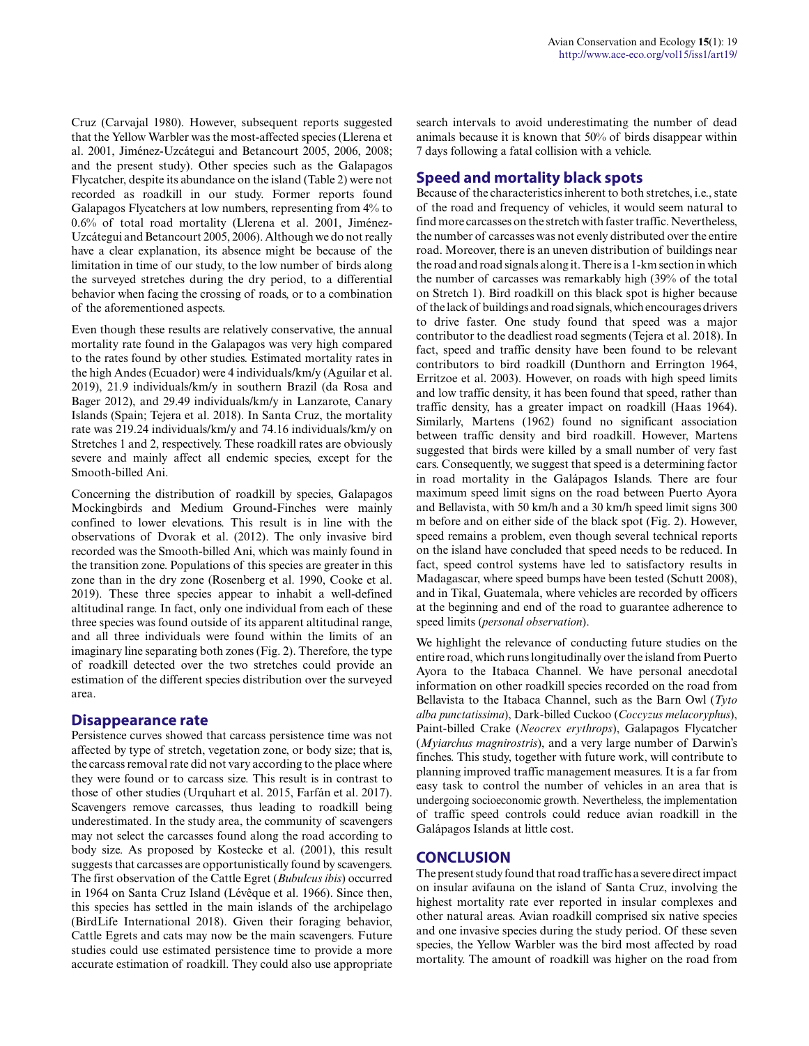Cruz (Carvajal 1980). However, subsequent reports suggested that the Yellow Warbler was the most-affected species (Llerena et al. 2001, Jiménez-Uzcátegui and Betancourt 2005, 2006, 2008; and the present study). Other species such as the Galapagos Flycatcher, despite its abundance on the island (Table 2) were not recorded as roadkill in our study. Former reports found Galapagos Flycatchers at low numbers, representing from 4% to 0.6% of total road mortality (Llerena et al. 2001, Jiménez-Uzcátegui and Betancourt 2005, 2006). Although we do not really have a clear explanation, its absence might be because of the limitation in time of our study, to the low number of birds along the surveyed stretches during the dry period, to a differential behavior when facing the crossing of roads, or to a combination of the aforementioned aspects.

Even though these results are relatively conservative, the annual mortality rate found in the Galapagos was very high compared to the rates found by other studies. Estimated mortality rates in the high Andes (Ecuador) were 4 individuals/km/y (Aguilar et al. 2019), 21.9 individuals/km/y in southern Brazil (da Rosa and Bager 2012), and 29.49 individuals/km/y in Lanzarote, Canary Islands (Spain; Tejera et al. 2018). In Santa Cruz, the mortality rate was 219.24 individuals/km/y and 74.16 individuals/km/y on Stretches 1 and 2, respectively. These roadkill rates are obviously severe and mainly affect all endemic species, except for the Smooth-billed Ani.

Concerning the distribution of roadkill by species, Galapagos Mockingbirds and Medium Ground-Finches were mainly confined to lower elevations. This result is in line with the observations of Dvorak et al. (2012). The only invasive bird recorded was the Smooth-billed Ani, which was mainly found in the transition zone. Populations of this species are greater in this zone than in the dry zone (Rosenberg et al. 1990, Cooke et al. 2019). These three species appear to inhabit a well-defined altitudinal range. In fact, only one individual from each of these three species was found outside of its apparent altitudinal range, and all three individuals were found within the limits of an imaginary line separating both zones (Fig. 2). Therefore, the type of roadkill detected over the two stretches could provide an estimation of the different species distribution over the surveyed area.

## Disappearance rate

Persistence curves showed that carcass persistence time was not affected by type of stretch, vegetation zone, or body size; that is, the carcass removal rate did not vary according to the place where they were found or to carcass size. This result is in contrast to those of other studies (Urquhart et al. 2015, Farfán et al. 2017). Scavengers remove carcasses, thus leading to roadkill being underestimated. In the study area, the community of scavengers may not select the carcasses found along the road according to body size. As proposed by Kostecke et al. (2001), this result suggests that carcasses are opportunistically found by scavengers. The first observation of the Cattle Egret (*Bubulcus ibis*) occurred in 1964 on Santa Cruz Island (Lévêque et al. 1966). Since then, this species has settled in the main islands of the archipelago (BirdLife International 2018). Given their foraging behavior, Cattle Egrets and cats may now be the main scavengers. Future studies could use estimated persistence time to provide a more accurate estimation of roadkill. They could also use appropriate search intervals to avoid underestimating the number of dead animals because it is known that 50% of birds disappear within 7 days following a fatal collision with a vehicle.

## Speed and mortality black spots

Because of the characteristics inherent to both stretches, i.e., state of the road and frequency of vehicles, it would seem natural to find more carcasses on the stretch with faster traffic. Nevertheless, the number of carcasses was not evenly distributed over the entire road. Moreover, there is an uneven distribution of buildings near the road and road signals along it. There is a 1-km section in which the number of carcasses was remarkably high (39% of the total on Stretch 1). Bird roadkill on this black spot is higher because of the lack of buildings and road signals, which encourages drivers to drive faster. One study found that speed was a major contributor to the deadliest road segments (Tejera et al. 2018). In fact, speed and traffic density have been found to be relevant contributors to bird roadkill (Dunthorn and Errington 1964, Erritzoe et al. 2003). However, on roads with high speed limits and low traffic density, it has been found that speed, rather than traffic density, has a greater impact on roadkill (Haas 1964). Similarly, Martens (1962) found no significant association between traffic density and bird roadkill. However, Martens suggested that birds were killed by a small number of very fast cars. Consequently, we suggest that speed is a determining factor in road mortality in the Galápagos Islands. There are four maximum speed limit signs on the road between Puerto Ayora and Bellavista, with 50 km/h and a 30 km/h speed limit signs 300 m before and on either side of the black spot (Fig. 2). However, speed remains a problem, even though several technical reports on the island have concluded that speed needs to be reduced. In fact, speed control systems have led to satisfactory results in Madagascar, where speed bumps have been tested (Schutt 2008), and in Tikal, Guatemala, where vehicles are recorded by officers at the beginning and end of the road to guarantee adherence to speed limits (*personal observation*).

We highlight the relevance of conducting future studies on the entire road, which runs longitudinally over the island from Puerto Ayora to the Itabaca Channel. We have personal anecdotal information on other roadkill species recorded on the road from Bellavista to the Itabaca Channel, such as the Barn Owl (*Tyto alba punctatissima*), Dark-billed Cuckoo (*Coccyzus melacoryphus*), Paint-billed Crake (*Neocrex erythrops*), Galapagos Flycatcher (*Myiarchus magnirostris*), and a very large number of Darwin's finches. This study, together with future work, will contribute to planning improved traffic management measures. It is a far from easy task to control the number of vehicles in an area that is undergoing socioeconomic growth. Nevertheless, the implementation of traffic speed controls could reduce avian roadkill in the Galápagos Islands at little cost.

## CONCLUSION

The present study found that road traffic has a severe direct impact on insular avifauna on the island of Santa Cruz, involving the highest mortality rate ever reported in insular complexes and other natural areas. Avian roadkill comprised six native species and one invasive species during the study period. Of these seven species, the Yellow Warbler was the bird most affected by road mortality. The amount of roadkill was higher on the road from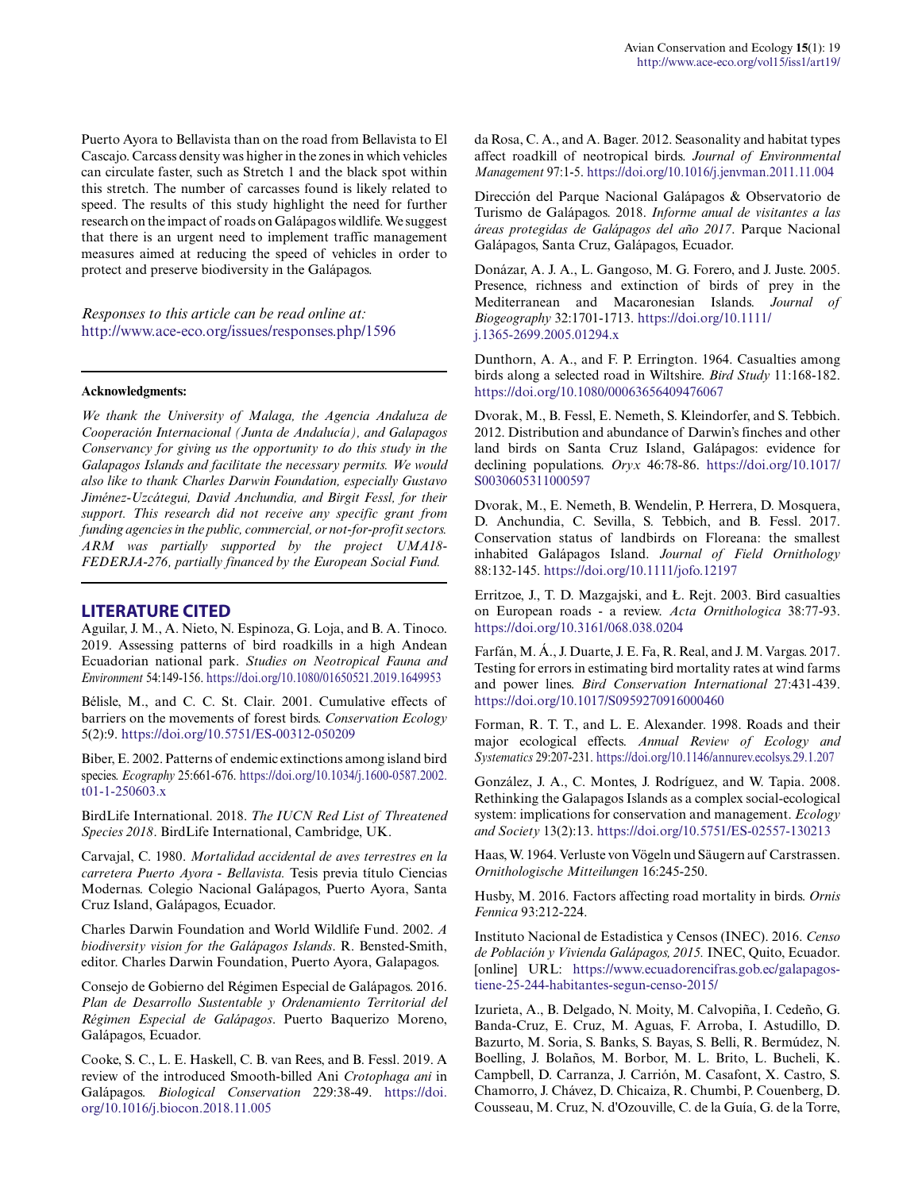Puerto Ayora to Bellavista than on the road from Bellavista to El Cascajo. Carcass density was higher in the zones in which vehicles can circulate faster, such as Stretch 1 and the black spot within this stretch. The number of carcasses found is likely related to speed. The results of this study highlight the need for further research on the impact of roads on Galápagos wildlife. We suggest that there is an urgent need to implement traffic management measures aimed at reducing the speed of vehicles in order to protect and preserve biodiversity in the Galápagos.

*Responses to this article can be read online at:*
http://www.ace-eco.org/issues/responses.php/1596

**Acknowledgments:**

*We thank the University of Malaga, the Agencia Andaluza de Cooperación Internacional (Junta de Andalucía), and Galapagos Conservancy for giving us the opportunity to do this study in the Galapagos Islands and facilitate the necessary permits. We would also like to thank Charles Darwin Foundation, especially Gustavo Jiménez-Uzcátegui, David Anchundia, and Birgit Fessl, for their support. This research did not receive any specific grant from funding agencies in the public, commercial, or not-for-profit sectors. ARM was partially supported by the project UMA18-FEDERJA-276, partially financed by the European Social Fund.*

## LITERATURE CITED

Aguilar, J. M., A. Nieto, N. Espinoza, G. Loja, and B. A. Tinoco. 2019. Assessing patterns of bird roadkills in a high Andean Ecuadorian national park. *Studies on Neotropical Fauna and Environment* 54:149-156. https://doi.org/10.1080/01650521.2019.1649953

Bélisle, M., and C. C. St. Clair. 2001. Cumulative effects of barriers on the movements of forest birds. *Conservation Ecology* 5(2):9. https://doi.org/10.5751/ES-00312-050209

Biber, E. 2002. Patterns of endemic extinctions among island bird species. *Ecography* 25:661-676. https://doi.org/10.1034/j.1600-0587.2002.t01-1-250603.x

BirdLife International. 2018. *The IUCN Red List of Threatened Species 2018*. BirdLife International, Cambridge, UK.

Carvajal, C. 1980. *Mortalidad accidental de aves terrestres en la carretera Puerto Ayora - Bellavista.* Tesis previa título Ciencias Modernas. Colegio Nacional Galápagos, Puerto Ayora, Santa Cruz Island, Galápagos, Ecuador.

Charles Darwin Foundation and World Wildlife Fund. 2002. *A biodiversity vision for the Galápagos Islands*. R. Bensted-Smith, editor. Charles Darwin Foundation, Puerto Ayora, Galapagos.

Consejo de Gobierno del Régimen Especial de Galápagos. 2016. *Plan de Desarrollo Sustentable y Ordenamiento Territorial del Régimen Especial de Galápagos*. Puerto Baquerizo Moreno, Galápagos, Ecuador.

Cooke, S. C., L. E. Haskell, C. B. van Rees, and B. Fessl. 2019. A review of the introduced Smooth-billed Ani *Crotophaga ani* in Galápagos. *Biological Conservation* 229:38-49. https://doi.org/10.1016/j.biocon.2018.11.005

da Rosa, C. A., and A. Bager. 2012. Seasonality and habitat types affect roadkill of neotropical birds. *Journal of Environmental Management* 97:1-5. https://doi.org/10.1016/j.jenvman.2011.11.004

Dirección del Parque Nacional Galápagos & Observatorio de Turismo de Galápagos. 2018. *Informe anual de visitantes a las áreas protegidas de Galápagos del año 2017*. Parque Nacional Galápagos, Santa Cruz, Galápagos, Ecuador.

Donázar, A. J. A., L. Gangoso, M. G. Forero, and J. Juste. 2005. Presence, richness and extinction of birds of prey in the Mediterranean and Macaronesian Islands. *Journal of Biogeography* 32:1701-1713. https://doi.org/10.1111/j.1365-2699.2005.01294.x

Dunthorn, A. A., and F. P. Errington. 1964. Casualties among birds along a selected road in Wiltshire. *Bird Study* 11:168-182. https://doi.org/10.1080/00063656409476067

Dvorak, M., B. Fessl, E. Nemeth, S. Kleindorfer, and S. Tebbich. 2012. Distribution and abundance of Darwin's finches and other land birds on Santa Cruz Island, Galápagos: evidence for declining populations. *Oryx* 46:78-86. https://doi.org/10.1017/S0030605311000597

Dvorak, M., E. Nemeth, B. Wendelin, P. Herrera, D. Mosquera, D. Anchundia, C. Sevilla, S. Tebbich, and B. Fessl. 2017. Conservation status of landbirds on Floreana: the smallest inhabited Galápagos Island. *Journal of Field Ornithology* 88:132-145. https://doi.org/10.1111/jofo.12197

Erritzoe, J., T. D. Mazgajski, and Ł. Rejt. 2003. Bird casualties on European roads - a review. *Acta Ornithologica* 38:77-93. https://doi.org/10.3161/068.038.0204

Farfán, M. Á., J. Duarte, J. E. Fa, R. Real, and J. M. Vargas. 2017. Testing for errors in estimating bird mortality rates at wind farms and power lines. *Bird Conservation International* 27:431-439. https://doi.org/10.1017/S0959270916000460

Forman, R. T. T., and L. E. Alexander. 1998. Roads and their major ecological effects. *Annual Review of Ecology and Systematics* 29:207-231. https://doi.org/10.1146/annurev.ecolsys.29.1.207

González, J. A., C. Montes, J. Rodríguez, and W. Tapia. 2008. Rethinking the Galapagos Islands as a complex social-ecological system: implications for conservation and management. *Ecology and Society* 13(2):13. https://doi.org/10.5751/ES-02557-130213

Haas, W. 1964. Verluste von Vögeln und Säugern auf Carstrassen. *Ornithologische Mitteilungen* 16:245-250.

Husby, M. 2016. Factors affecting road mortality in birds. *Ornis Fennica* 93:212-224.

Instituto Nacional de Estadistica y Censos (INEC). 2016. *Censo de Población y Vivienda Galápagos, 2015.* INEC, Quito, Ecuador. [online] URL: https://www.ecuadorencifras.gob.ec/galapagos-tiene-25-244-habitantes-segun-censo-2015/

Izurieta, A., B. Delgado, N. Moity, M. Calvopiña, I. Cedeño, G. Banda-Cruz, E. Cruz, M. Aguas, F. Arroba, I. Astudillo, D. Bazurto, M. Soria, S. Banks, S. Bayas, S. Belli, R. Bermúdez, N. Boelling, J. Bolaños, M. Borbor, M. L. Brito, L. Bucheli, K. Campbell, D. Carranza, J. Carrión, M. Casafont, X. Castro, S. Chamorro, J. Chávez, D. Chicaiza, R. Chumbi, P. Couenberg, D. Cousseau, M. Cruz, N. d'Ozouville, C. de la Guía, G. de la Torre,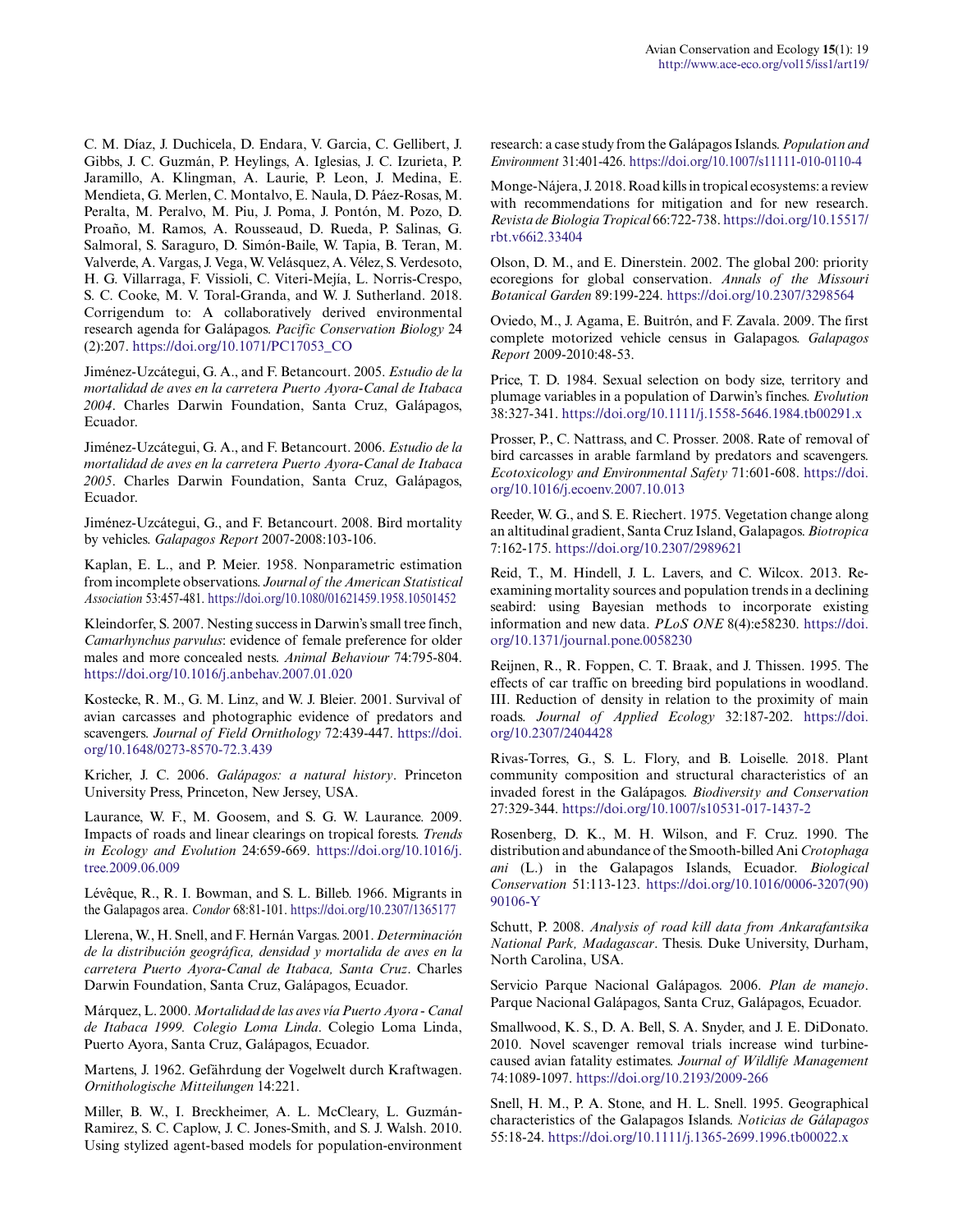C. M. Díaz, J. Duchicela, D. Endara, V. Garcia, C. Gellibert, J. Gibbs, J. C. Guzmán, P. Heylings, A. Iglesias, J. C. Izurieta, P. Jaramillo, A. Klingman, A. Laurie, P. Leon, J. Medina, E. Mendieta, G. Merlen, C. Montalvo, E. Naula, D. Páez-Rosas, M. Peralta, M. Peralvo, M. Piu, J. Poma, J. Pontón, M. Pozo, D. Proaño, M. Ramos, A. Rousseaud, D. Rueda, P. Salinas, G. Salmoral, S. Saraguro, D. Simón-Baile, W. Tapia, B. Teran, M. Valverde, A. Vargas, J. Vega, W. Velásquez, A. Vélez, S. Verdesoto, H. G. Villarraga, F. Vissioli, C. Viteri-Mejía, L. Norris-Crespo, S. C. Cooke, M. V. Toral-Granda, and W. J. Sutherland. 2018. Corrigendum to: A collaboratively derived environmental research agenda for Galápagos. *Pacific Conservation Biology* 24 (2):207. https://doi.org/10.1071/PC17053_CO

Jiménez-Uzcátegui, G. A., and F. Betancourt. 2005. *Estudio de la mortalidad de aves en la carretera Puerto Ayora-Canal de Itabaca 2004*. Charles Darwin Foundation, Santa Cruz, Galápagos, Ecuador.

Jiménez-Uzcátegui, G. A., and F. Betancourt. 2006. *Estudio de la mortalidad de aves en la carretera Puerto Ayora-Canal de Itabaca 2005*. Charles Darwin Foundation, Santa Cruz, Galápagos, Ecuador.

Jiménez-Uzcátegui, G., and F. Betancourt. 2008. Bird mortality by vehicles. *Galapagos Report* 2007-2008:103-106.

Kaplan, E. L., and P. Meier. 1958. Nonparametric estimation from incomplete observations. *Journal of the American Statistical Association* 53:457-481. https://doi.org/10.1080/01621459.1958.10501452

Kleindorfer, S. 2007. Nesting success in Darwin's small tree finch, *Camarhynchus parvulus*: evidence of female preference for older males and more concealed nests. *Animal Behaviour* 74:795-804. https://doi.org/10.1016/j.anbehav.2007.01.020

Kostecke, R. M., G. M. Linz, and W. J. Bleier. 2001. Survival of avian carcasses and photographic evidence of predators and scavengers. *Journal of Field Ornithology* 72:439-447. https://doi.org/10.1648/0273-8570-72.3.439

Kricher, J. C. 2006. *Galápagos: a natural history*. Princeton University Press, Princeton, New Jersey, USA.

Laurance, W. F., M. Goosem, and S. G. W. Laurance. 2009. Impacts of roads and linear clearings on tropical forests. *Trends in Ecology and Evolution* 24:659-669. https://doi.org/10.1016/j.tree.2009.06.009

Lévêque, R., R. I. Bowman, and S. L. Billeb. 1966. Migrants in the Galapagos area. *Condor* 68:81-101. https://doi.org/10.2307/1365177

Llerena, W., H. Snell, and F. Hernán Vargas. 2001. *Determinación de la distribución geográfica, densidad y mortalida de aves en la carretera Puerto Ayora-Canal de Itabaca, Santa Cruz*. Charles Darwin Foundation, Santa Cruz, Galápagos, Ecuador.

Márquez, L. 2000. *Mortalidad de las aves vía Puerto Ayora - Canal de Itabaca 1999. Colegio Loma Linda*. Colegio Loma Linda, Puerto Ayora, Santa Cruz, Galápagos, Ecuador.

Martens, J. 1962. Gefährdung der Vogelwelt durch Kraftwagen. *Ornithologische Mitteilungen* 14:221.

Miller, B. W., I. Breckheimer, A. L. McCleary, L. Guzmán-Ramirez, S. C. Caplow, J. C. Jones-Smith, and S. J. Walsh. 2010. Using stylized agent-based models for population-environment research: a case study from the Galápagos Islands. *Population and Environment* 31:401-426. https://doi.org/10.1007/s11111-010-0110-4

Monge-Nájera, J. 2018. Road kills in tropical ecosystems: a review with recommendations for mitigation and for new research. *Revista de Biologia Tropical* 66:722-738. https://doi.org/10.15517/rbt.v66i2.33404

Olson, D. M., and E. Dinerstein. 2002. The global 200: priority ecoregions for global conservation. *Annals of the Missouri Botanical Garden* 89:199-224. https://doi.org/10.2307/3298564

Oviedo, M., J. Agama, E. Buitrón, and F. Zavala. 2009. The first complete motorized vehicle census in Galapagos. *Galapagos Report* 2009-2010:48-53.

Price, T. D. 1984. Sexual selection on body size, territory and plumage variables in a population of Darwin's finches. *Evolution* 38:327-341. https://doi.org/10.1111/j.1558-5646.1984.tb00291.x

Prosser, P., C. Nattrass, and C. Prosser. 2008. Rate of removal of bird carcasses in arable farmland by predators and scavengers. *Ecotoxicology and Environmental Safety* 71:601-608. https://doi.org/10.1016/j.ecoenv.2007.10.013

Reeder, W. G., and S. E. Riechert. 1975. Vegetation change along an altitudinal gradient, Santa Cruz Island, Galapagos. *Biotropica* 7:162-175. https://doi.org/10.2307/2989621

Reid, T., M. Hindell, J. L. Lavers, and C. Wilcox. 2013. Re-examining mortality sources and population trends in a declining seabird: using Bayesian methods to incorporate existing information and new data. *PLoS ONE* 8(4):e58230. https://doi.org/10.1371/journal.pone.0058230

Reijnen, R., R. Foppen, C. T. Braak, and J. Thissen. 1995. The effects of car traffic on breeding bird populations in woodland. III. Reduction of density in relation to the proximity of main roads. *Journal of Applied Ecology* 32:187-202. https://doi.org/10.2307/2404428

Rivas-Torres, G., S. L. Flory, and B. Loiselle. 2018. Plant community composition and structural characteristics of an invaded forest in the Galápagos. *Biodiversity and Conservation* 27:329-344. https://doi.org/10.1007/s10531-017-1437-2

Rosenberg, D. K., M. H. Wilson, and F. Cruz. 1990. The distribution and abundance of the Smooth-billed Ani *Crotophaga ani* (L.) in the Galapagos Islands, Ecuador. *Biological Conservation* 51:113-123. https://doi.org/10.1016/0006-3207(90)90106-Y

Schutt, P. 2008. *Analysis of road kill data from Ankarafantsika National Park, Madagascar*. Thesis. Duke University, Durham, North Carolina, USA.

Servicio Parque Nacional Galápagos. 2006. *Plan de manejo*. Parque Nacional Galápagos, Santa Cruz, Galápagos, Ecuador.

Smallwood, K. S., D. A. Bell, S. A. Snyder, and J. E. DiDonato. 2010. Novel scavenger removal trials increase wind turbine-caused avian fatality estimates. *Journal of Wildlife Management* 74:1089-1097. https://doi.org/10.2193/2009-266

Snell, H. M., P. A. Stone, and H. L. Snell. 1995. Geographical characteristics of the Galapagos Islands. *Noticias de Gálapagos* 55:18-24. https://doi.org/10.1111/j.1365-2699.1996.tb00022.x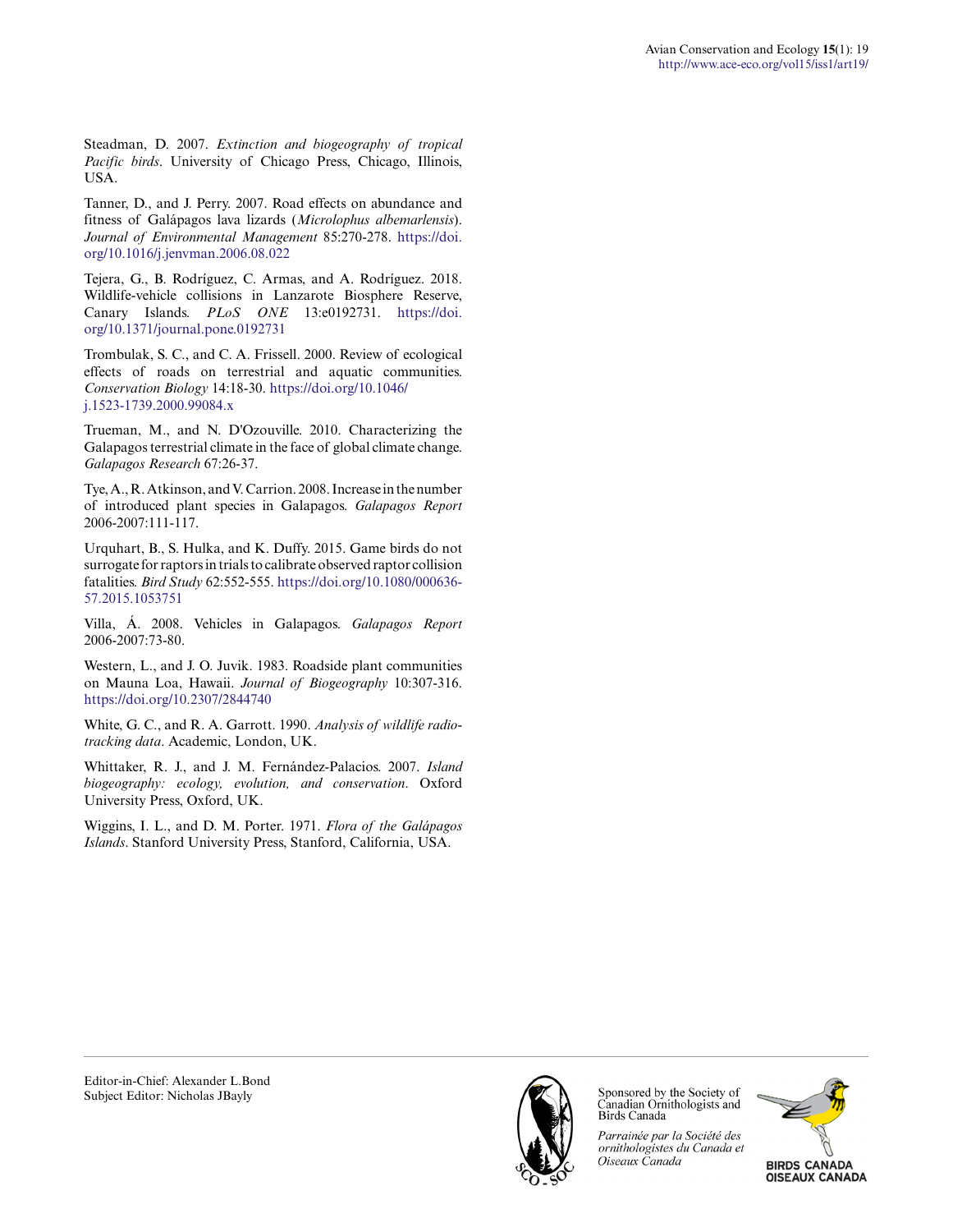Steadman, D. 2007. *Extinction and biogeography of tropical Pacific birds*. University of Chicago Press, Chicago, Illinois, USA.

Tanner, D., and J. Perry. 2007. Road effects on abundance and fitness of Galápagos lava lizards (*Microlophus albemarlensis*). *Journal of Environmental Management* 85:270-278. https://doi.org/10.1016/j.jenvman.2006.08.022

Tejera, G., B. Rodríguez, C. Armas, and A. Rodríguez. 2018. Wildlife-vehicle collisions in Lanzarote Biosphere Reserve, Canary Islands. *PLoS ONE* 13:e0192731. https://doi.org/10.1371/journal.pone.0192731

Trombulak, S. C., and C. A. Frissell. 2000. Review of ecological effects of roads on terrestrial and aquatic communities. *Conservation Biology* 14:18-30. https://doi.org/10.1046/j.1523-1739.2000.99084.x

Trueman, M., and N. D'Ozouville. 2010. Characterizing the Galapagos terrestrial climate in the face of global climate change. *Galapagos Research* 67:26-37.

Tye, A., R. Atkinson, and V. Carrion. 2008. Increase in the number of introduced plant species in Galapagos. *Galapagos Report* 2006-2007:111-117.

Urquhart, B., S. Hulka, and K. Duffy. 2015. Game birds do not surrogate for raptors in trials to calibrate observed raptor collision fatalities. *Bird Study* 62:552-555. https://doi.org/10.1080/00063657.2015.1053751

Villa, Á. 2008. Vehicles in Galapagos. *Galapagos Report* 2006-2007:73-80.

Western, L., and J. O. Juvik. 1983. Roadside plant communities on Mauna Loa, Hawaii. *Journal of Biogeography* 10:307-316. https://doi.org/10.2307/2844740

White, G. C., and R. A. Garrott. 1990. *Analysis of wildlife radio-tracking data*. Academic, London, UK.

Whittaker, R. J., and J. M. Fernández-Palacios. 2007. *Island biogeography: ecology, evolution, and conservation*. Oxford University Press, Oxford, UK.

Wiggins, I. L., and D. M. Porter. 1971. *Flora of the Galápagos Islands*. Stanford University Press, Stanford, California, USA.

Editor-in-Chief: Alexander L.Bond
Subject Editor: Nicholas JBayly

Sponsored by the Society of Canadian Ornithologists and Birds Canada

*Parrainée par la Société des ornithologistes du Canada et Oiseaux Canada*